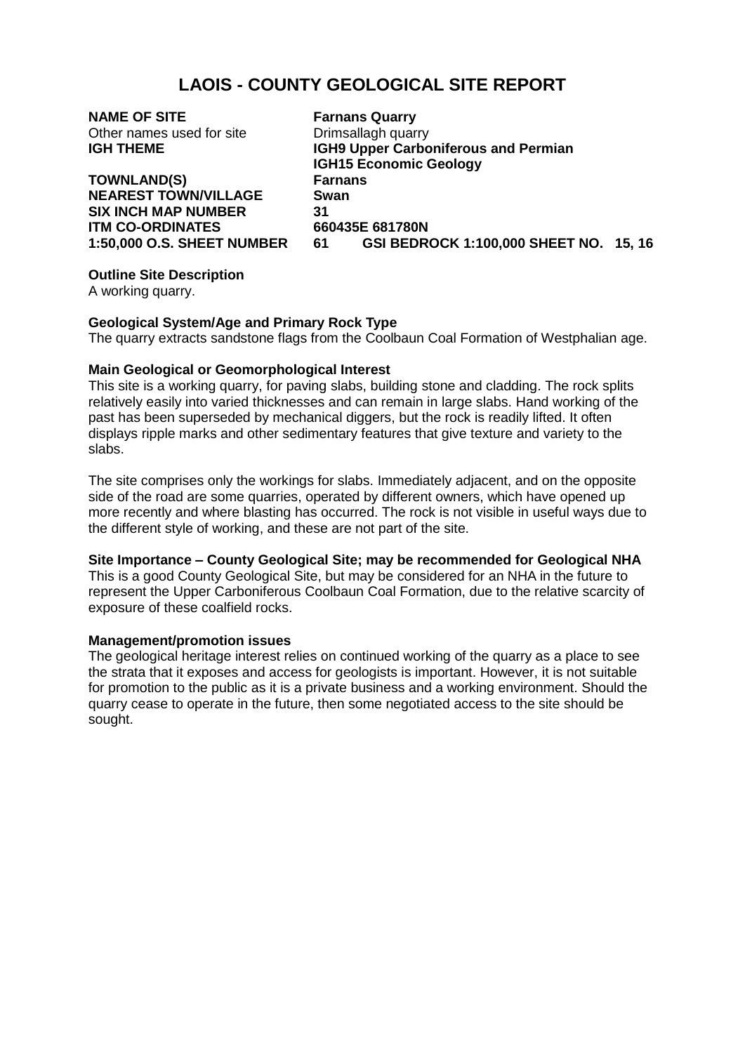# LAOIS - COUNTY GEOLOGICAL SITE REPORT

**NAME OF SITE** **Farnans Quarry**
Other names used for site Drimsallagh quarry
**IGH THEME** **IGH9 Upper Carboniferous and Permian**
**IGH15 Economic Geology**
**TOWNLAND(S)** **Farnans**
**NEAREST TOWN/VILLAGE** **Swan**
**SIX INCH MAP NUMBER** **31**
**ITM CO-ORDINATES** **660435E 681780N**
**1:50,000 O.S. SHEET NUMBER** **61** **GSI BEDROCK 1:100,000 SHEET NO. 15, 16**

**Outline Site Description**
A working quarry.

**Geological System/Age and Primary Rock Type**
The quarry extracts sandstone flags from the Coolbaun Coal Formation of Westphalian age.

**Main Geological or Geomorphological Interest**
This site is a working quarry, for paving slabs, building stone and cladding. The rock splits relatively easily into varied thicknesses and can remain in large slabs. Hand working of the past has been superseded by mechanical diggers, but the rock is readily lifted. It often displays ripple marks and other sedimentary features that give texture and variety to the slabs.

The site comprises only the workings for slabs. Immediately adjacent, and on the opposite side of the road are some quarries, operated by different owners, which have opened up more recently and where blasting has occurred. The rock is not visible in useful ways due to the different style of working, and these are not part of the site.

**Site Importance – County Geological Site; may be recommended for Geological NHA**
This is a good County Geological Site, but may be considered for an NHA in the future to represent the Upper Carboniferous Coolbaun Coal Formation, due to the relative scarcity of exposure of these coalfield rocks.

**Management/promotion issues**
The geological heritage interest relies on continued working of the quarry as a place to see the strata that it exposes and access for geologists is important. However, it is not suitable for promotion to the public as it is a private business and a working environment. Should the quarry cease to operate in the future, then some negotiated access to the site should be sought.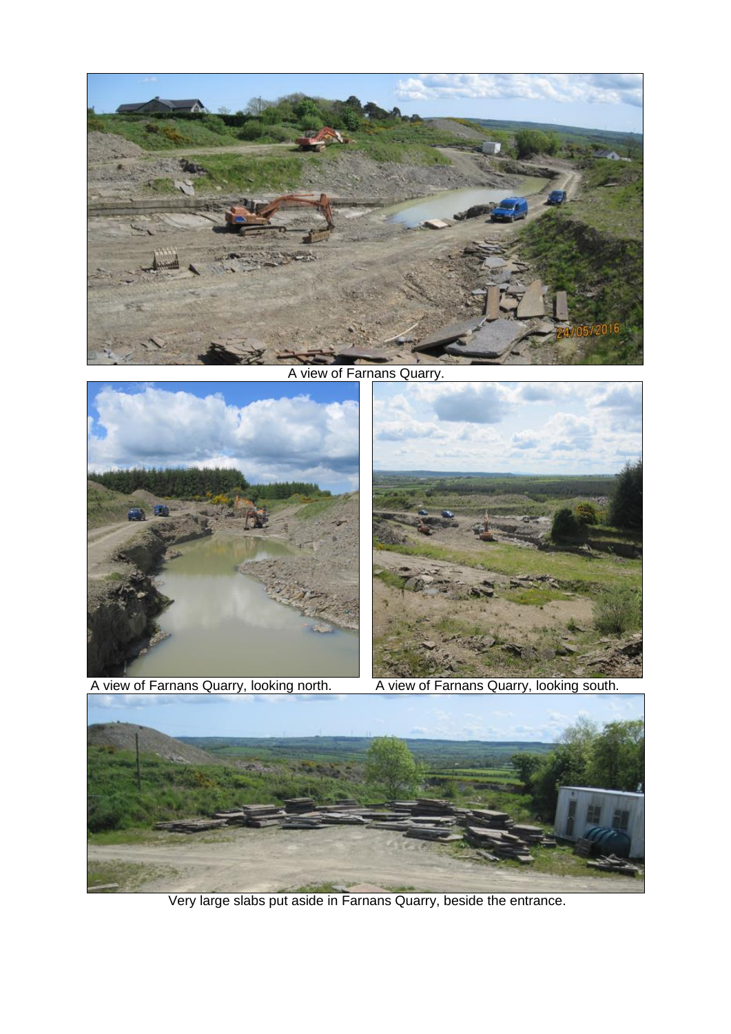A view of Farnans Quarry.

A view of Farnans Quarry, looking north.

A view of Farnans Quarry, looking south.

Very large slabs put aside in Farnans Quarry, beside the entrance.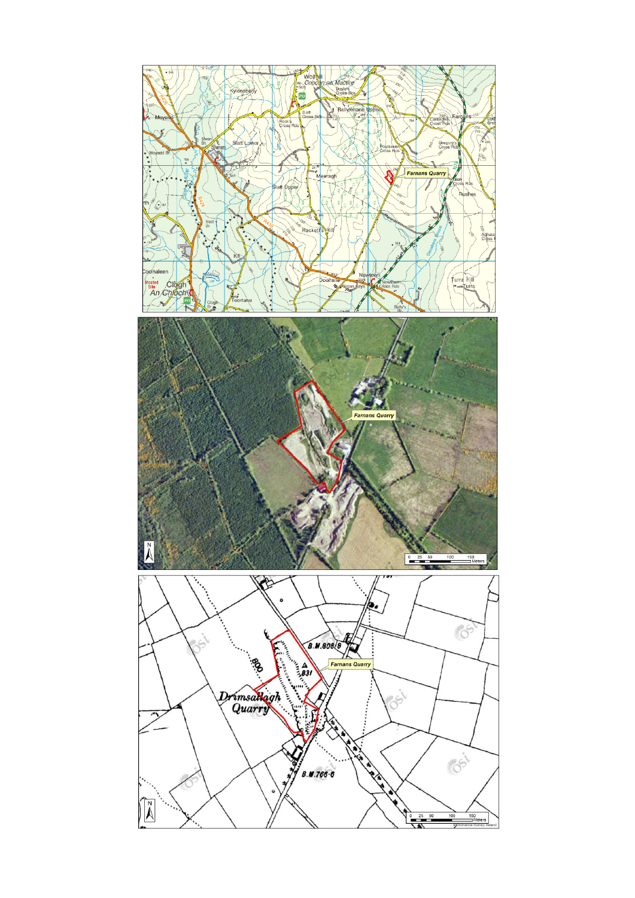Farnans Quarry

Farnans Quarry

0 25 50 100 150 Meters

Farnans Quarry

Drimsallagh Quarry

B.M.808.9

831

800

B.M.766.6

0 25 50 100 150 Meters

©Ordnance Survey Ireland